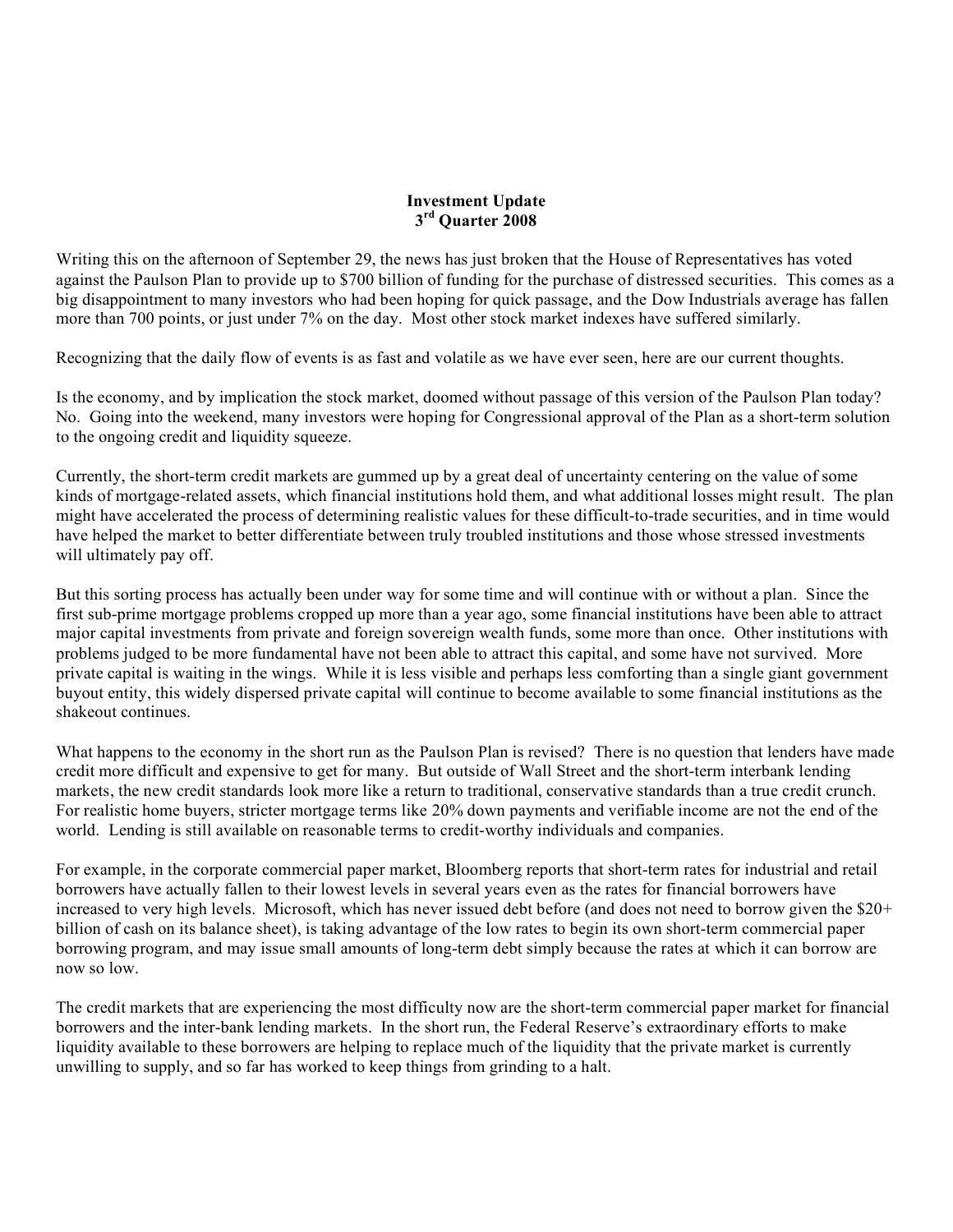# Investment Update
## 3rd Quarter 2008

Writing this on the afternoon of September 29, the news has just broken that the House of Representatives has voted against the Paulson Plan to provide up to $700 billion of funding for the purchase of distressed securities. This comes as a big disappointment to many investors who had been hoping for quick passage, and the Dow Industrials average has fallen more than 700 points, or just under 7% on the day. Most other stock market indexes have suffered similarly.

Recognizing that the daily flow of events is as fast and volatile as we have ever seen, here are our current thoughts.

Is the economy, and by implication the stock market, doomed without passage of this version of the Paulson Plan today? No. Going into the weekend, many investors were hoping for Congressional approval of the Plan as a short-term solution to the ongoing credit and liquidity squeeze.

Currently, the short-term credit markets are gummed up by a great deal of uncertainty centering on the value of some kinds of mortgage-related assets, which financial institutions hold them, and what additional losses might result. The plan might have accelerated the process of determining realistic values for these difficult-to-trade securities, and in time would have helped the market to better differentiate between truly troubled institutions and those whose stressed investments will ultimately pay off.

But this sorting process has actually been under way for some time and will continue with or without a plan. Since the first sub-prime mortgage problems cropped up more than a year ago, some financial institutions have been able to attract major capital investments from private and foreign sovereign wealth funds, some more than once. Other institutions with problems judged to be more fundamental have not been able to attract this capital, and some have not survived. More private capital is waiting in the wings. While it is less visible and perhaps less comforting than a single giant government buyout entity, this widely dispersed private capital will continue to become available to some financial institutions as the shakeout continues.

What happens to the economy in the short run as the Paulson Plan is revised? There is no question that lenders have made credit more difficult and expensive to get for many. But outside of Wall Street and the short-term interbank lending markets, the new credit standards look more like a return to traditional, conservative standards than a true credit crunch. For realistic home buyers, stricter mortgage terms like 20% down payments and verifiable income are not the end of the world. Lending is still available on reasonable terms to credit-worthy individuals and companies.

For example, in the corporate commercial paper market, Bloomberg reports that short-term rates for industrial and retail borrowers have actually fallen to their lowest levels in several years even as the rates for financial borrowers have increased to very high levels. Microsoft, which has never issued debt before (and does not need to borrow given the $20+ billion of cash on its balance sheet), is taking advantage of the low rates to begin its own short-term commercial paper borrowing program, and may issue small amounts of long-term debt simply because the rates at which it can borrow are now so low.

The credit markets that are experiencing the most difficulty now are the short-term commercial paper market for financial borrowers and the inter-bank lending markets. In the short run, the Federal Reserve's extraordinary efforts to make liquidity available to these borrowers are helping to replace much of the liquidity that the private market is currently unwilling to supply, and so far has worked to keep things from grinding to a halt.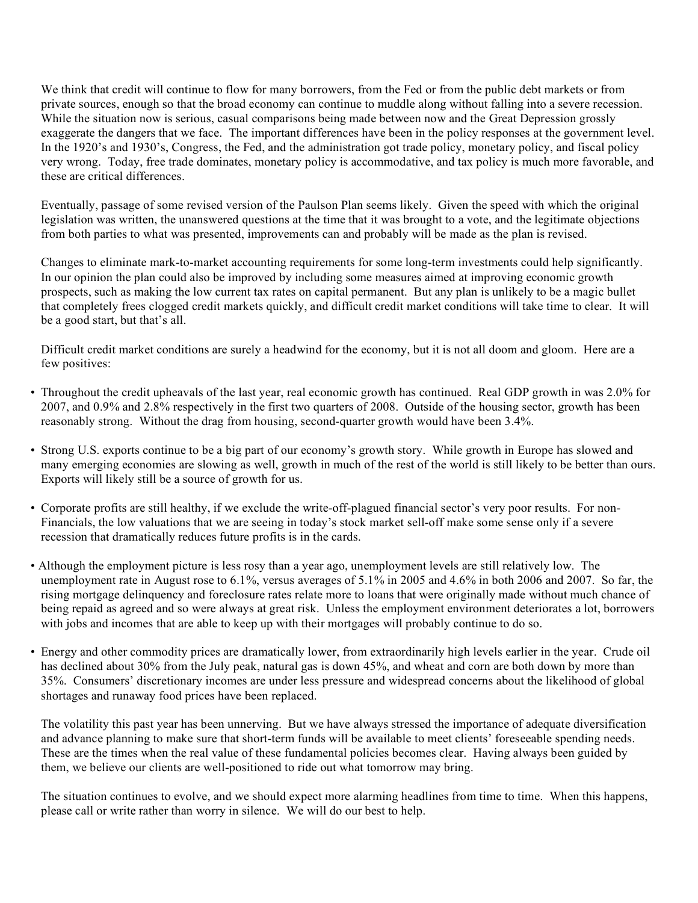We think that credit will continue to flow for many borrowers, from the Fed or from the public debt markets or from private sources, enough so that the broad economy can continue to muddle along without falling into a severe recession. While the situation now is serious, casual comparisons being made between now and the Great Depression grossly exaggerate the dangers that we face. The important differences have been in the policy responses at the government level. In the 1920's and 1930's, Congress, the Fed, and the administration got trade policy, monetary policy, and fiscal policy very wrong. Today, free trade dominates, monetary policy is accommodative, and tax policy is much more favorable, and these are critical differences.

Eventually, passage of some revised version of the Paulson Plan seems likely. Given the speed with which the original legislation was written, the unanswered questions at the time that it was brought to a vote, and the legitimate objections from both parties to what was presented, improvements can and probably will be made as the plan is revised.

Changes to eliminate mark-to-market accounting requirements for some long-term investments could help significantly. In our opinion the plan could also be improved by including some measures aimed at improving economic growth prospects, such as making the low current tax rates on capital permanent. But any plan is unlikely to be a magic bullet that completely frees clogged credit markets quickly, and difficult credit market conditions will take time to clear. It will be a good start, but that's all.

Difficult credit market conditions are surely a headwind for the economy, but it is not all doom and gloom. Here are a few positives:

- Throughout the credit upheavals of the last year, real economic growth has continued. Real GDP growth in was 2.0% for 2007, and 0.9% and 2.8% respectively in the first two quarters of 2008. Outside of the housing sector, growth has been reasonably strong. Without the drag from housing, second-quarter growth would have been 3.4%.

- Strong U.S. exports continue to be a big part of our economy's growth story. While growth in Europe has slowed and many emerging economies are slowing as well, growth in much of the rest of the world is still likely to be better than ours. Exports will likely still be a source of growth for us.

- Corporate profits are still healthy, if we exclude the write-off-plagued financial sector's very poor results. For non-Financials, the low valuations that we are seeing in today's stock market sell-off make some sense only if a severe recession that dramatically reduces future profits is in the cards.

- Although the employment picture is less rosy than a year ago, unemployment levels are still relatively low. The unemployment rate in August rose to 6.1%, versus averages of 5.1% in 2005 and 4.6% in both 2006 and 2007. So far, the rising mortgage delinquency and foreclosure rates relate more to loans that were originally made without much chance of being repaid as agreed and so were always at great risk. Unless the employment environment deteriorates a lot, borrowers with jobs and incomes that are able to keep up with their mortgages will probably continue to do so.

- Energy and other commodity prices are dramatically lower, from extraordinarily high levels earlier in the year. Crude oil has declined about 30% from the July peak, natural gas is down 45%, and wheat and corn are both down by more than 35%. Consumers' discretionary incomes are under less pressure and widespread concerns about the likelihood of global shortages and runaway food prices have been replaced.

The volatility this past year has been unnerving. But we have always stressed the importance of adequate diversification and advance planning to make sure that short-term funds will be available to meet clients' foreseeable spending needs. These are the times when the real value of these fundamental policies becomes clear. Having always been guided by them, we believe our clients are well-positioned to ride out what tomorrow may bring.

The situation continues to evolve, and we should expect more alarming headlines from time to time. When this happens, please call or write rather than worry in silence. We will do our best to help.